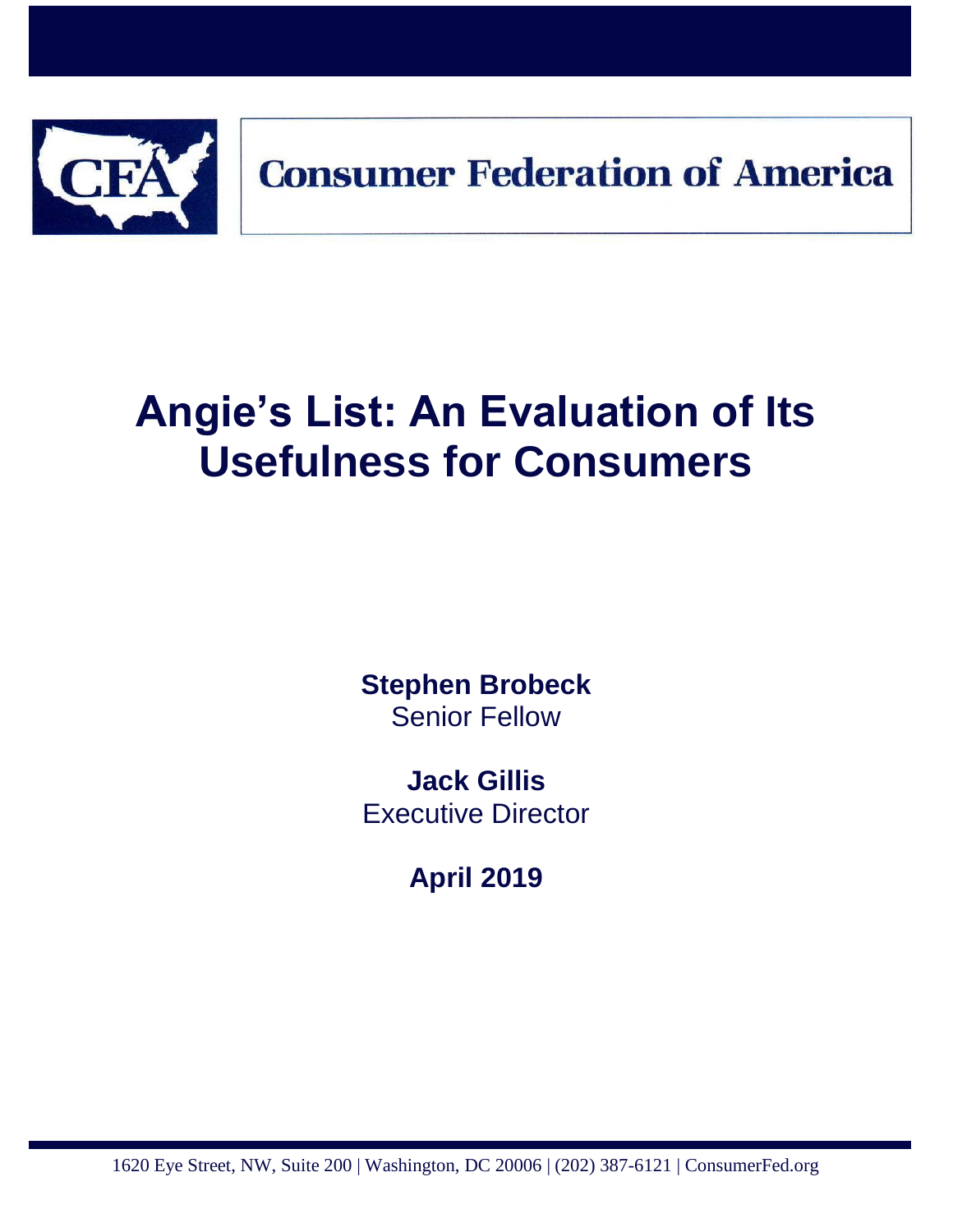Consumer Federation of America

# Angie's List: An Evaluation of Its Usefulness for Consumers

**Stephen Brobeck**
Senior Fellow

**Jack Gillis**
Executive Director

**April 2019**

1620 Eye Street, NW, Suite 200 | Washington, DC 20006 | (202) 387-6121 | ConsumerFed.org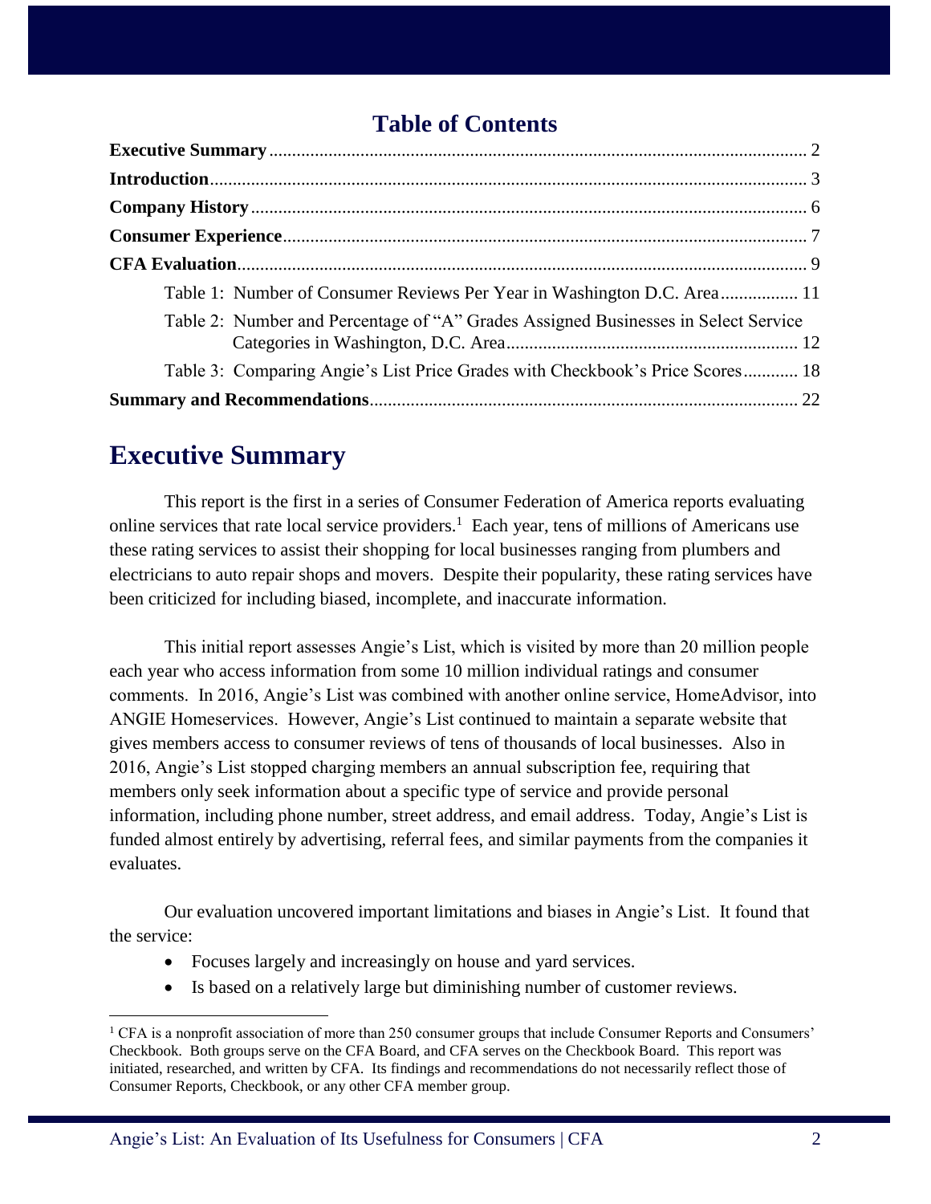## Table of Contents

**Executive Summary** .................................................. 2

**Introduction** .................................................. 3

**Company History** .................................................. 6

**Consumer Experience** .................................................. 7

**CFA Evaluation** .................................................. 9

Table 1: Number of Consumer Reviews Per Year in Washington D.C. Area .................. 11

Table 2: Number and Percentage of "A" Grades Assigned Businesses in Select Service Categories in Washington, D.C. Area .................. 12

Table 3: Comparing Angie's List Price Grades with Checkbook's Price Scores .................. 18

**Summary and Recommendations** .................................................. 22

# Executive Summary

This report is the first in a series of Consumer Federation of America reports evaluating online services that rate local service providers.[1] Each year, tens of millions of Americans use these rating services to assist their shopping for local businesses ranging from plumbers and electricians to auto repair shops and movers. Despite their popularity, these rating services have been criticized for including biased, incomplete, and inaccurate information.

This initial report assesses Angie's List, which is visited by more than 20 million people each year who access information from some 10 million individual ratings and consumer comments. In 2016, Angie's List was combined with another online service, HomeAdvisor, into ANGIE Homeservices. However, Angie's List continued to maintain a separate website that gives members access to consumer reviews of tens of thousands of local businesses. Also in 2016, Angie's List stopped charging members an annual subscription fee, requiring that members only seek information about a specific type of service and provide personal information, including phone number, street address, and email address. Today, Angie's List is funded almost entirely by advertising, referral fees, and similar payments from the companies it evaluates.

Our evaluation uncovered important limitations and biases in Angie's List. It found that the service:

- Focuses largely and increasingly on house and yard services.
- Is based on a relatively large but diminishing number of customer reviews.

[1] CFA is a nonprofit association of more than 250 consumer groups that include Consumer Reports and Consumers' Checkbook. Both groups serve on the CFA Board, and CFA serves on the Checkbook Board. This report was initiated, researched, and written by CFA. Its findings and recommendations do not necessarily reflect those of Consumer Reports, Checkbook, or any other CFA member group.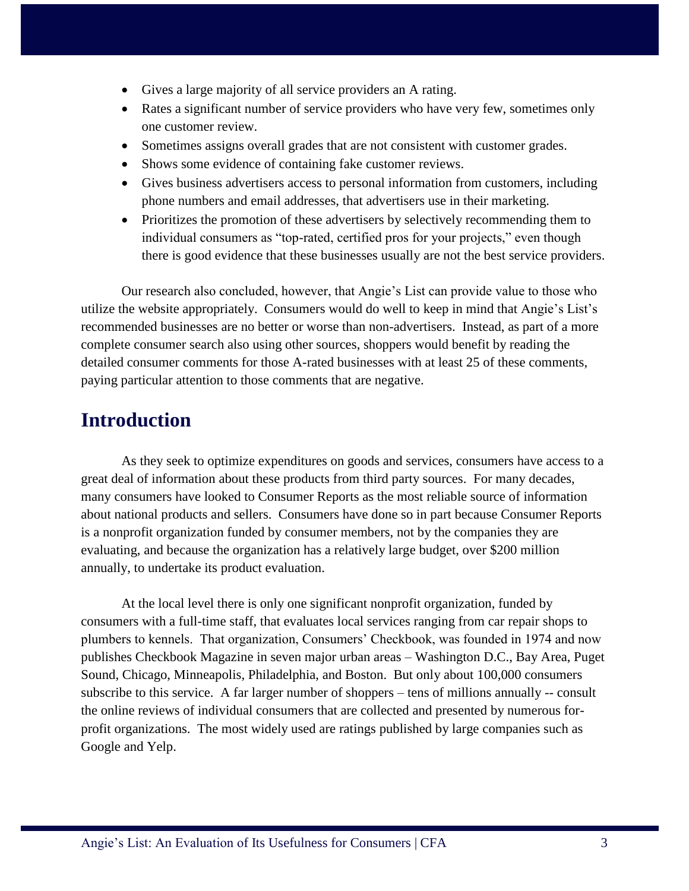- Gives a large majority of all service providers an A rating.
- Rates a significant number of service providers who have very few, sometimes only one customer review.
- Sometimes assigns overall grades that are not consistent with customer grades.
- Shows some evidence of containing fake customer reviews.
- Gives business advertisers access to personal information from customers, including phone numbers and email addresses, that advertisers use in their marketing.
- Prioritizes the promotion of these advertisers by selectively recommending them to individual consumers as "top-rated, certified pros for your projects," even though there is good evidence that these businesses usually are not the best service providers.

Our research also concluded, however, that Angie's List can provide value to those who utilize the website appropriately. Consumers would do well to keep in mind that Angie's List's recommended businesses are no better or worse than non-advertisers. Instead, as part of a more complete consumer search also using other sources, shoppers would benefit by reading the detailed consumer comments for those A-rated businesses with at least 25 of these comments, paying particular attention to those comments that are negative.

## Introduction

As they seek to optimize expenditures on goods and services, consumers have access to a great deal of information about these products from third party sources. For many decades, many consumers have looked to Consumer Reports as the most reliable source of information about national products and sellers. Consumers have done so in part because Consumer Reports is a nonprofit organization funded by consumer members, not by the companies they are evaluating, and because the organization has a relatively large budget, over $200 million annually, to undertake its product evaluation.

At the local level there is only one significant nonprofit organization, funded by consumers with a full-time staff, that evaluates local services ranging from car repair shops to plumbers to kennels. That organization, Consumers' Checkbook, was founded in 1974 and now publishes Checkbook Magazine in seven major urban areas – Washington D.C., Bay Area, Puget Sound, Chicago, Minneapolis, Philadelphia, and Boston. But only about 100,000 consumers subscribe to this service. A far larger number of shoppers – tens of millions annually -- consult the online reviews of individual consumers that are collected and presented by numerous for-profit organizations. The most widely used are ratings published by large companies such as Google and Yelp.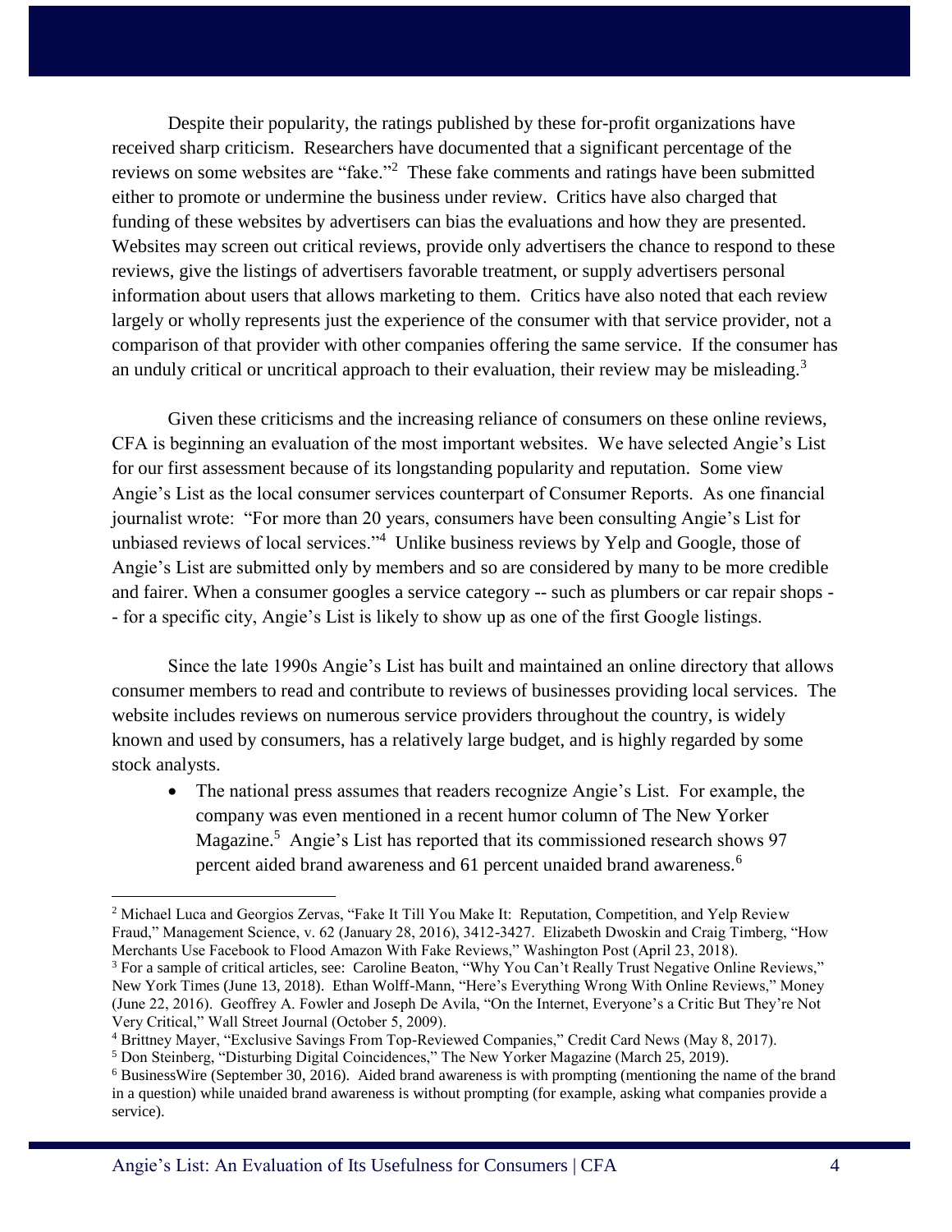Despite their popularity, the ratings published by these for-profit organizations have received sharp criticism. Researchers have documented that a significant percentage of the reviews on some websites are "fake."[2] These fake comments and ratings have been submitted either to promote or undermine the business under review. Critics have also charged that funding of these websites by advertisers can bias the evaluations and how they are presented. Websites may screen out critical reviews, provide only advertisers the chance to respond to these reviews, give the listings of advertisers favorable treatment, or supply advertisers personal information about users that allows marketing to them. Critics have also noted that each review largely or wholly represents just the experience of the consumer with that service provider, not a comparison of that provider with other companies offering the same service. If the consumer has an unduly critical or uncritical approach to their evaluation, their review may be misleading.[3]

Given these criticisms and the increasing reliance of consumers on these online reviews, CFA is beginning an evaluation of the most important websites. We have selected Angie's List for our first assessment because of its longstanding popularity and reputation. Some view Angie's List as the local consumer services counterpart of Consumer Reports. As one financial journalist wrote: "For more than 20 years, consumers have been consulting Angie's List for unbiased reviews of local services."[4] Unlike business reviews by Yelp and Google, those of Angie's List are submitted only by members and so are considered by many to be more credible and fairer. When a consumer googles a service category -- such as plumbers or car repair shops -- for a specific city, Angie's List is likely to show up as one of the first Google listings.

Since the late 1990s Angie's List has built and maintained an online directory that allows consumer members to read and contribute to reviews of businesses providing local services. The website includes reviews on numerous service providers throughout the country, is widely known and used by consumers, has a relatively large budget, and is highly regarded by some stock analysts.

- The national press assumes that readers recognize Angie's List. For example, the company was even mentioned in a recent humor column of The New Yorker Magazine.[5] Angie's List has reported that its commissioned research shows 97 percent aided brand awareness and 61 percent unaided brand awareness.[6]

---

[2] Michael Luca and Georgios Zervas, "Fake It Till You Make It: Reputation, Competition, and Yelp Review Fraud," Management Science, v. 62 (January 28, 2016), 3412-3427. Elizabeth Dwoskin and Craig Timberg, "How Merchants Use Facebook to Flood Amazon With Fake Reviews," Washington Post (April 23, 2018).

[3] For a sample of critical articles, see: Caroline Beaton, "Why You Can't Really Trust Negative Online Reviews," New York Times (June 13, 2018). Ethan Wolff-Mann, "Here's Everything Wrong With Online Reviews," Money (June 22, 2016). Geoffrey A. Fowler and Joseph De Avila, "On the Internet, Everyone's a Critic But They're Not Very Critical," Wall Street Journal (October 5, 2009).

[4] Brittney Mayer, "Exclusive Savings From Top-Reviewed Companies," Credit Card News (May 8, 2017).

[5] Don Steinberg, "Disturbing Digital Coincidences," The New Yorker Magazine (March 25, 2019).

[6] BusinessWire (September 30, 2016). Aided brand awareness is with prompting (mentioning the name of the brand in a question) while unaided brand awareness is without prompting (for example, asking what companies provide a service).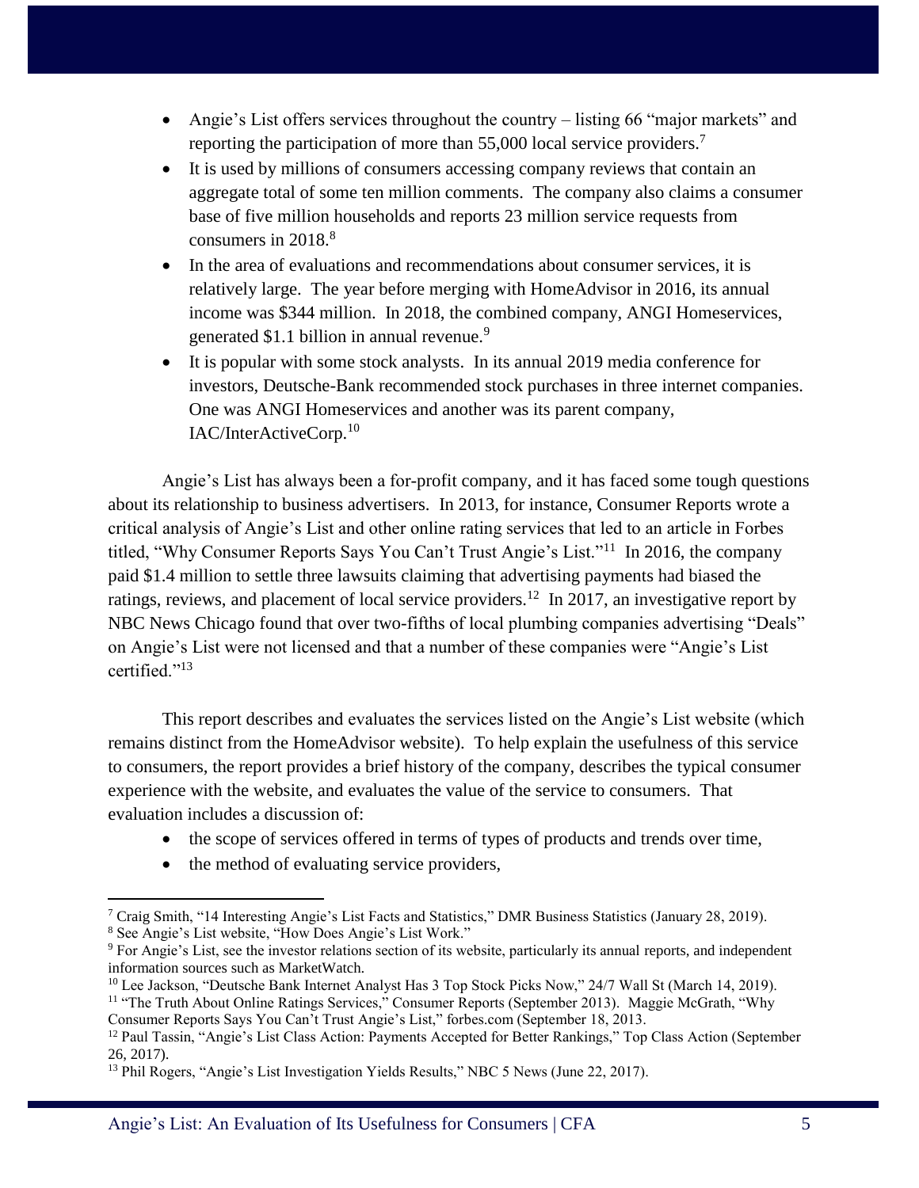- Angie's List offers services throughout the country – listing 66 "major markets" and reporting the participation of more than 55,000 local service providers.[7]
- It is used by millions of consumers accessing company reviews that contain an aggregate total of some ten million comments. The company also claims a consumer base of five million households and reports 23 million service requests from consumers in 2018.[8]
- In the area of evaluations and recommendations about consumer services, it is relatively large. The year before merging with HomeAdvisor in 2016, its annual income was $344 million. In 2018, the combined company, ANGI Homeservices, generated $1.1 billion in annual revenue.[9]
- It is popular with some stock analysts. In its annual 2019 media conference for investors, Deutsche-Bank recommended stock purchases in three internet companies. One was ANGI Homeservices and another was its parent company, IAC/InterActiveCorp.[10]

Angie's List has always been a for-profit company, and it has faced some tough questions about its relationship to business advertisers. In 2013, for instance, Consumer Reports wrote a critical analysis of Angie's List and other online rating services that led to an article in Forbes titled, "Why Consumer Reports Says You Can't Trust Angie's List."[11] In 2016, the company paid $1.4 million to settle three lawsuits claiming that advertising payments had biased the ratings, reviews, and placement of local service providers.[12] In 2017, an investigative report by NBC News Chicago found that over two-fifths of local plumbing companies advertising "Deals" on Angie's List were not licensed and that a number of these companies were "Angie's List certified."[13]

This report describes and evaluates the services listed on the Angie's List website (which remains distinct from the HomeAdvisor website). To help explain the usefulness of this service to consumers, the report provides a brief history of the company, describes the typical consumer experience with the website, and evaluates the value of the service to consumers. That evaluation includes a discussion of:

- the scope of services offered in terms of types of products and trends over time,
- the method of evaluating service providers,

---

[7] Craig Smith, "14 Interesting Angie's List Facts and Statistics," DMR Business Statistics (January 28, 2019).

[8] See Angie's List website, "How Does Angie's List Work."

[9] For Angie's List, see the investor relations section of its website, particularly its annual reports, and independent information sources such as MarketWatch.

[10] Lee Jackson, "Deutsche Bank Internet Analyst Has 3 Top Stock Picks Now," 24/7 Wall St (March 14, 2019).

[11] "The Truth About Online Ratings Services," Consumer Reports (September 2013). Maggie McGrath, "Why Consumer Reports Says You Can't Trust Angie's List," forbes.com (September 18, 2013.

[12] Paul Tassin, "Angie's List Class Action: Payments Accepted for Better Rankings," Top Class Action (September 26, 2017).

[13] Phil Rogers, "Angie's List Investigation Yields Results," NBC 5 News (June 22, 2017).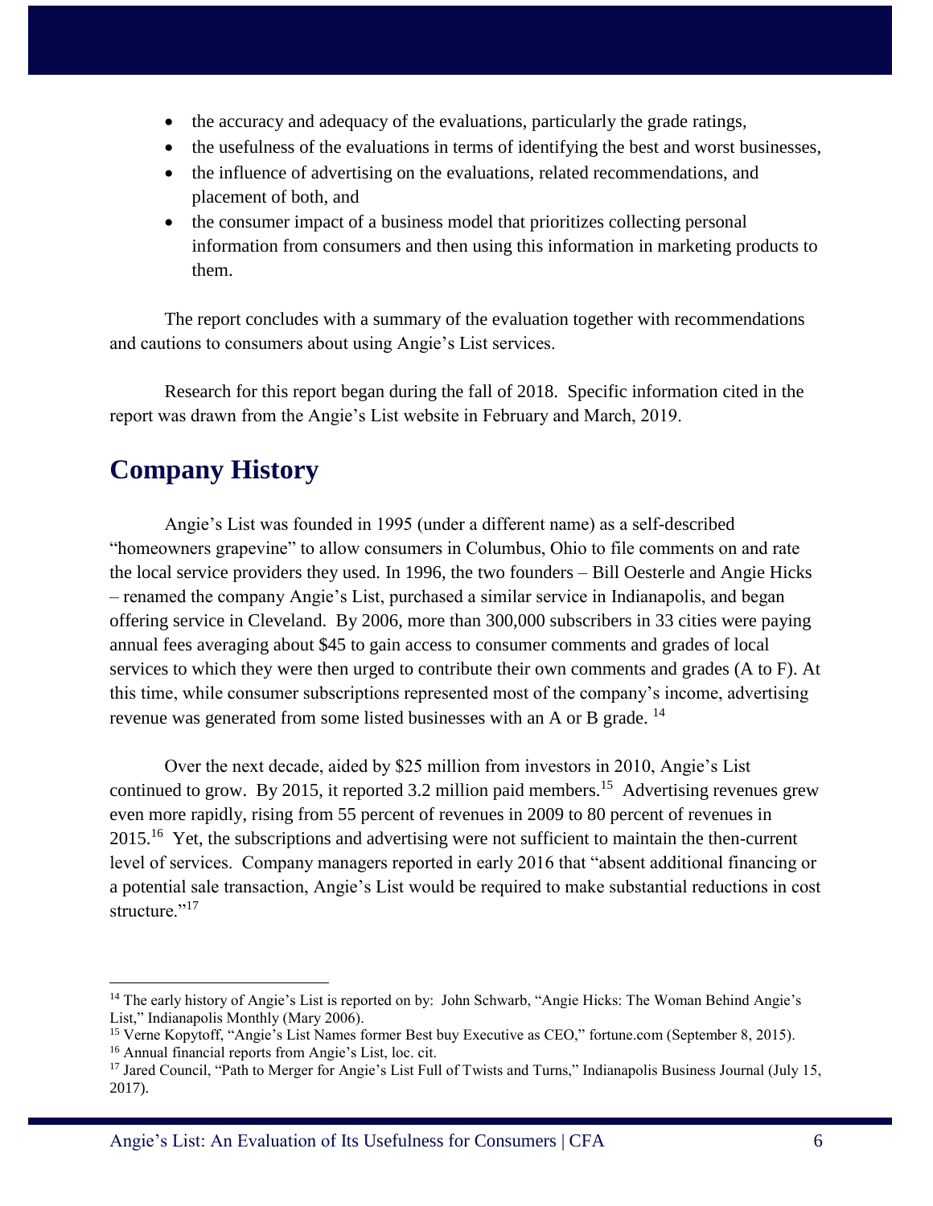- the accuracy and adequacy of the evaluations, particularly the grade ratings,
- the usefulness of the evaluations in terms of identifying the best and worst businesses,
- the influence of advertising on the evaluations, related recommendations, and placement of both, and
- the consumer impact of a business model that prioritizes collecting personal information from consumers and then using this information in marketing products to them.

The report concludes with a summary of the evaluation together with recommendations and cautions to consumers about using Angie's List services.

Research for this report began during the fall of 2018. Specific information cited in the report was drawn from the Angie's List website in February and March, 2019.

## Company History

Angie's List was founded in 1995 (under a different name) as a self-described "homeowners grapevine" to allow consumers in Columbus, Ohio to file comments on and rate the local service providers they used. In 1996, the two founders – Bill Oesterle and Angie Hicks – renamed the company Angie's List, purchased a similar service in Indianapolis, and began offering service in Cleveland. By 2006, more than 300,000 subscribers in 33 cities were paying annual fees averaging about $45 to gain access to consumer comments and grades of local services to which they were then urged to contribute their own comments and grades (A to F). At this time, while consumer subscriptions represented most of the company's income, advertising revenue was generated from some listed businesses with an A or B grade. [14]

Over the next decade, aided by $25 million from investors in 2010, Angie's List continued to grow. By 2015, it reported 3.2 million paid members.[15] Advertising revenues grew even more rapidly, rising from 55 percent of revenues in 2009 to 80 percent of revenues in 2015.[16] Yet, the subscriptions and advertising were not sufficient to maintain the then-current level of services. Company managers reported in early 2016 that "absent additional financing or a potential sale transaction, Angie's List would be required to make substantial reductions in cost structure."[17]

---

[14] The early history of Angie's List is reported on by: John Schwarb, "Angie Hicks: The Woman Behind Angie's List," Indianapolis Monthly (Mary 2006).

[15] Verne Kopytoff, "Angie's List Names former Best buy Executive as CEO," fortune.com (September 8, 2015).

[16] Annual financial reports from Angie's List, loc. cit.

[17] Jared Council, "Path to Merger for Angie's List Full of Twists and Turns," Indianapolis Business Journal (July 15, 2017).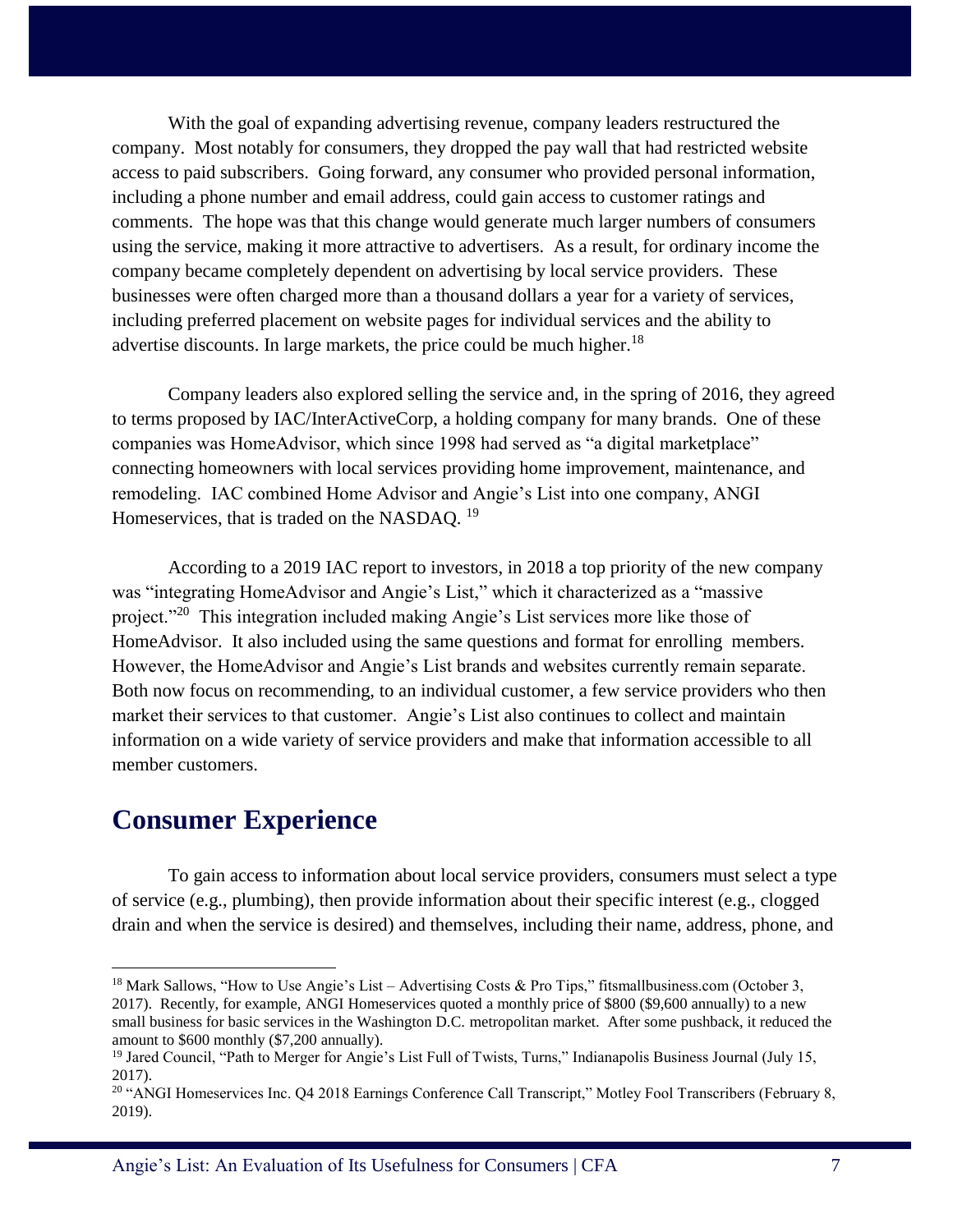With the goal of expanding advertising revenue, company leaders restructured the company. Most notably for consumers, they dropped the pay wall that had restricted website access to paid subscribers. Going forward, any consumer who provided personal information, including a phone number and email address, could gain access to customer ratings and comments. The hope was that this change would generate much larger numbers of consumers using the service, making it more attractive to advertisers. As a result, for ordinary income the company became completely dependent on advertising by local service providers. These businesses were often charged more than a thousand dollars a year for a variety of services, including preferred placement on website pages for individual services and the ability to advertise discounts. In large markets, the price could be much higher.[18]

Company leaders also explored selling the service and, in the spring of 2016, they agreed to terms proposed by IAC/InterActiveCorp, a holding company for many brands. One of these companies was HomeAdvisor, which since 1998 had served as "a digital marketplace" connecting homeowners with local services providing home improvement, maintenance, and remodeling. IAC combined Home Advisor and Angie's List into one company, ANGI Homeservices, that is traded on the NASDAQ. [19]

According to a 2019 IAC report to investors, in 2018 a top priority of the new company was "integrating HomeAdvisor and Angie's List," which it characterized as a "massive project."[20] This integration included making Angie's List services more like those of HomeAdvisor. It also included using the same questions and format for enrolling members. However, the HomeAdvisor and Angie's List brands and websites currently remain separate. Both now focus on recommending, to an individual customer, a few service providers who then market their services to that customer. Angie's List also continues to collect and maintain information on a wide variety of service providers and make that information accessible to all member customers.

## Consumer Experience

To gain access to information about local service providers, consumers must select a type of service (e.g., plumbing), then provide information about their specific interest (e.g., clogged drain and when the service is desired) and themselves, including their name, address, phone, and

---

[18] Mark Sallows, "How to Use Angie's List – Advertising Costs & Pro Tips," fitsmallbusiness.com (October 3, 2017). Recently, for example, ANGI Homeservices quoted a monthly price of $800 ($9,600 annually) to a new small business for basic services in the Washington D.C. metropolitan market. After some pushback, it reduced the amount to $600 monthly ($7,200 annually).

[19] Jared Council, "Path to Merger for Angie's List Full of Twists, Turns," Indianapolis Business Journal (July 15, 2017).

[20] "ANGI Homeservices Inc. Q4 2018 Earnings Conference Call Transcript," Motley Fool Transcribers (February 8, 2019).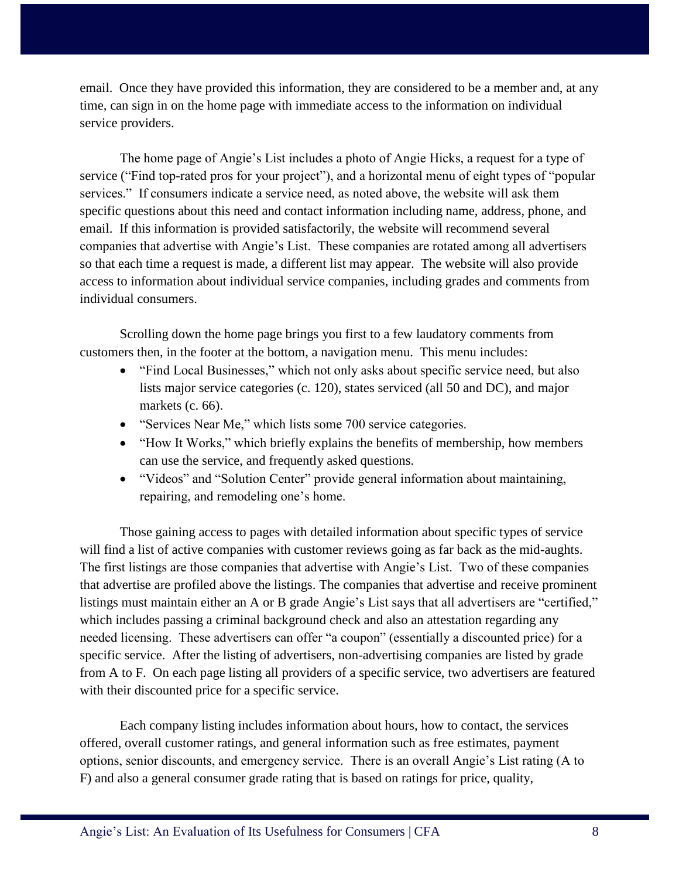email. Once they have provided this information, they are considered to be a member and, at any time, can sign in on the home page with immediate access to the information on individual service providers.

The home page of Angie's List includes a photo of Angie Hicks, a request for a type of service ("Find top-rated pros for your project"), and a horizontal menu of eight types of "popular services." If consumers indicate a service need, as noted above, the website will ask them specific questions about this need and contact information including name, address, phone, and email. If this information is provided satisfactorily, the website will recommend several companies that advertise with Angie's List. These companies are rotated among all advertisers so that each time a request is made, a different list may appear. The website will also provide access to information about individual service companies, including grades and comments from individual consumers.

Scrolling down the home page brings you first to a few laudatory comments from customers then, in the footer at the bottom, a navigation menu. This menu includes:

- "Find Local Businesses," which not only asks about specific service need, but also lists major service categories (c. 120), states serviced (all 50 and DC), and major markets (c. 66).
- "Services Near Me," which lists some 700 service categories.
- "How It Works," which briefly explains the benefits of membership, how members can use the service, and frequently asked questions.
- "Videos" and "Solution Center" provide general information about maintaining, repairing, and remodeling one's home.

Those gaining access to pages with detailed information about specific types of service will find a list of active companies with customer reviews going as far back as the mid-aughts. The first listings are those companies that advertise with Angie's List. Two of these companies that advertise are profiled above the listings. The companies that advertise and receive prominent listings must maintain either an A or B grade Angie's List says that all advertisers are "certified," which includes passing a criminal background check and also an attestation regarding any needed licensing. These advertisers can offer "a coupon" (essentially a discounted price) for a specific service. After the listing of advertisers, non-advertising companies are listed by grade from A to F. On each page listing all providers of a specific service, two advertisers are featured with their discounted price for a specific service.

Each company listing includes information about hours, how to contact, the services offered, overall customer ratings, and general information such as free estimates, payment options, senior discounts, and emergency service. There is an overall Angie's List rating (A to F) and also a general consumer grade rating that is based on ratings for price, quality,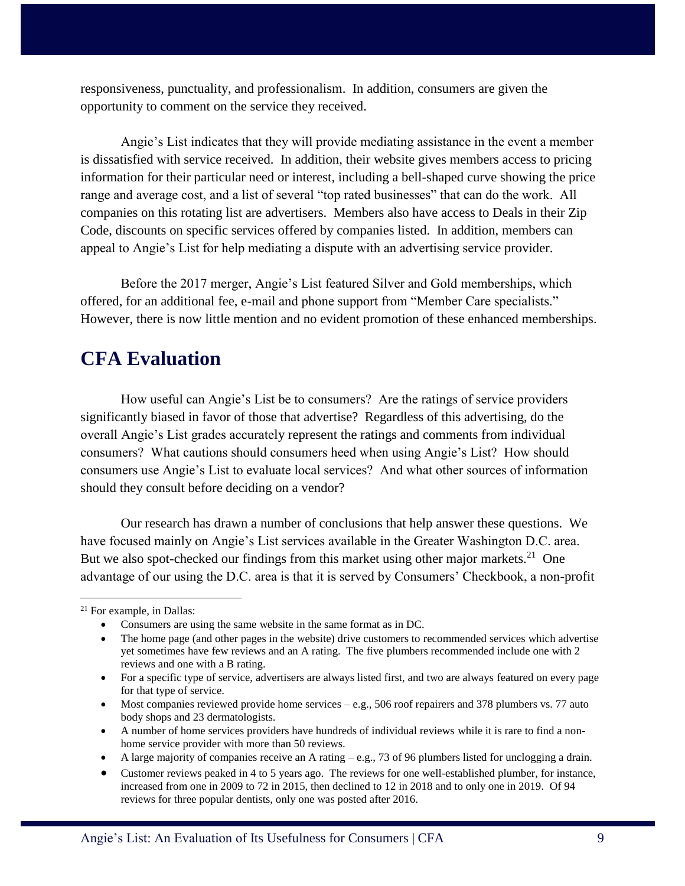responsiveness, punctuality, and professionalism. In addition, consumers are given the opportunity to comment on the service they received.

Angie's List indicates that they will provide mediating assistance in the event a member is dissatisfied with service received. In addition, their website gives members access to pricing information for their particular need or interest, including a bell-shaped curve showing the price range and average cost, and a list of several "top rated businesses" that can do the work. All companies on this rotating list are advertisers. Members also have access to Deals in their Zip Code, discounts on specific services offered by companies listed. In addition, members can appeal to Angie's List for help mediating a dispute with an advertising service provider.

Before the 2017 merger, Angie's List featured Silver and Gold memberships, which offered, for an additional fee, e-mail and phone support from "Member Care specialists." However, there is now little mention and no evident promotion of these enhanced memberships.

## CFA Evaluation

How useful can Angie's List be to consumers? Are the ratings of service providers significantly biased in favor of those that advertise? Regardless of this advertising, do the overall Angie's List grades accurately represent the ratings and comments from individual consumers? What cautions should consumers heed when using Angie's List? How should consumers use Angie's List to evaluate local services? And what other sources of information should they consult before deciding on a vendor?

Our research has drawn a number of conclusions that help answer these questions. We have focused mainly on Angie's List services available in the Greater Washington D.C. area. But we also spot-checked our findings from this market using other major markets.[21] One advantage of our using the D.C. area is that it is served by Consumers' Checkbook, a non-profit

---

[21] For example, in Dallas:

- Consumers are using the same website in the same format as in DC.
- The home page (and other pages in the website) drive customers to recommended services which advertise yet sometimes have few reviews and an A rating. The five plumbers recommended include one with 2 reviews and one with a B rating.
- For a specific type of service, advertisers are always listed first, and two are always featured on every page for that type of service.
- Most companies reviewed provide home services – e.g., 506 roof repairers and 378 plumbers vs. 77 auto body shops and 23 dermatologists.
- A number of home services providers have hundreds of individual reviews while it is rare to find a non-home service provider with more than 50 reviews.
- A large majority of companies receive an A rating – e.g., 73 of 96 plumbers listed for unclogging a drain.
- Customer reviews peaked in 4 to 5 years ago. The reviews for one well-established plumber, for instance, increased from one in 2009 to 72 in 2015, then declined to 12 in 2018 and to only one in 2019. Of 94 reviews for three popular dentists, only one was posted after 2016.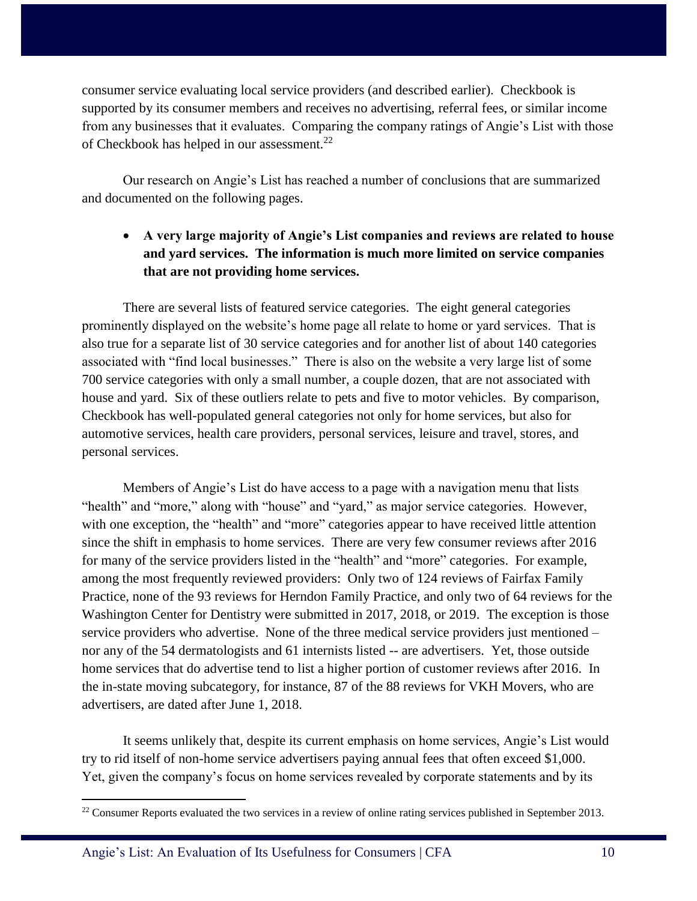consumer service evaluating local service providers (and described earlier). Checkbook is supported by its consumer members and receives no advertising, referral fees, or similar income from any businesses that it evaluates. Comparing the company ratings of Angie's List with those of Checkbook has helped in our assessment.[22]

Our research on Angie's List has reached a number of conclusions that are summarized and documented on the following pages.

- **A very large majority of Angie's List companies and reviews are related to house and yard services. The information is much more limited on service companies that are not providing home services.**

There are several lists of featured service categories. The eight general categories prominently displayed on the website's home page all relate to home or yard services. That is also true for a separate list of 30 service categories and for another list of about 140 categories associated with "find local businesses." There is also on the website a very large list of some 700 service categories with only a small number, a couple dozen, that are not associated with house and yard. Six of these outliers relate to pets and five to motor vehicles. By comparison, Checkbook has well-populated general categories not only for home services, but also for automotive services, health care providers, personal services, leisure and travel, stores, and personal services.

Members of Angie's List do have access to a page with a navigation menu that lists "health" and "more," along with "house" and "yard," as major service categories. However, with one exception, the "health" and "more" categories appear to have received little attention since the shift in emphasis to home services. There are very few consumer reviews after 2016 for many of the service providers listed in the "health" and "more" categories. For example, among the most frequently reviewed providers: Only two of 124 reviews of Fairfax Family Practice, none of the 93 reviews for Herndon Family Practice, and only two of 64 reviews for the Washington Center for Dentistry were submitted in 2017, 2018, or 2019. The exception is those service providers who advertise. None of the three medical service providers just mentioned – nor any of the 54 dermatologists and 61 internists listed -- are advertisers. Yet, those outside home services that do advertise tend to list a higher portion of customer reviews after 2016. In the in-state moving subcategory, for instance, 87 of the 88 reviews for VKH Movers, who are advertisers, are dated after June 1, 2018.

It seems unlikely that, despite its current emphasis on home services, Angie's List would try to rid itself of non-home service advertisers paying annual fees that often exceed $1,000. Yet, given the company's focus on home services revealed by corporate statements and by its

[22] Consumer Reports evaluated the two services in a review of online rating services published in September 2013.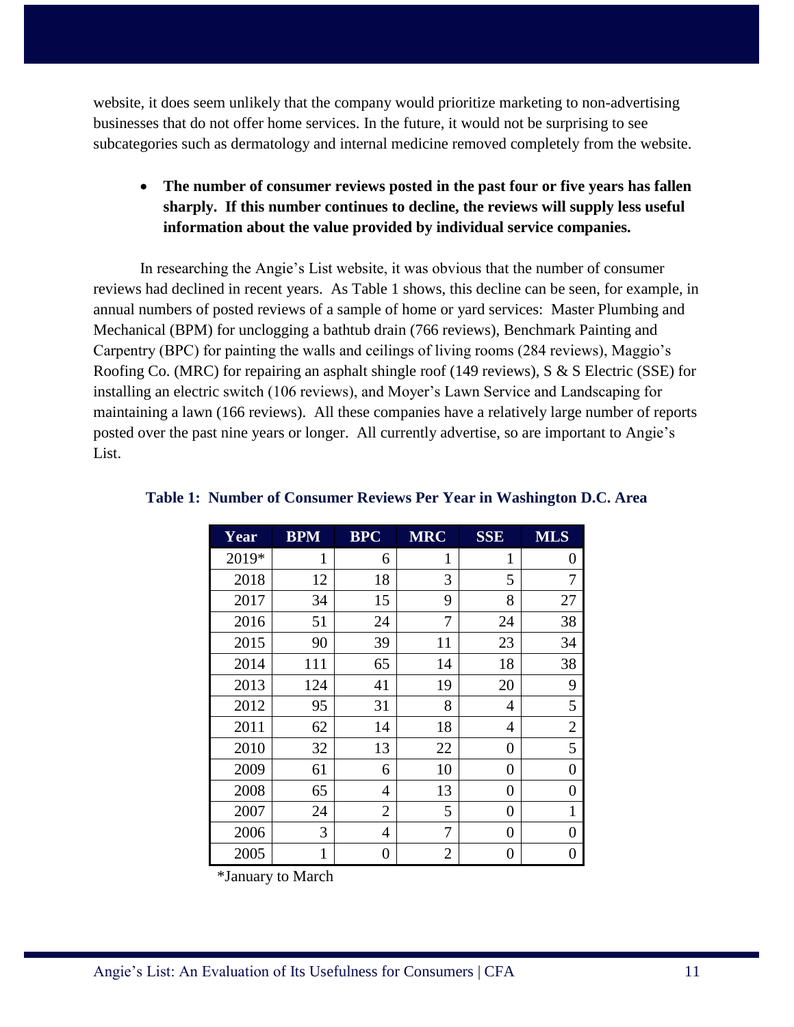website, it does seem unlikely that the company would prioritize marketing to non-advertising businesses that do not offer home services. In the future, it would not be surprising to see subcategories such as dermatology and internal medicine removed completely from the website.

- **The number of consumer reviews posted in the past four or five years has fallen sharply. If this number continues to decline, the reviews will supply less useful information about the value provided by individual service companies.**

In researching the Angie's List website, it was obvious that the number of consumer reviews had declined in recent years. As Table 1 shows, this decline can be seen, for example, in annual numbers of posted reviews of a sample of home or yard services: Master Plumbing and Mechanical (BPM) for unclogging a bathtub drain (766 reviews), Benchmark Painting and Carpentry (BPC) for painting the walls and ceilings of living rooms (284 reviews), Maggio's Roofing Co. (MRC) for repairing an asphalt shingle roof (149 reviews), S & S Electric (SSE) for installing an electric switch (106 reviews), and Moyer's Lawn Service and Landscaping for maintaining a lawn (166 reviews). All these companies have a relatively large number of reports posted over the past nine years or longer. All currently advertise, so are important to Angie's List.

**Table 1: Number of Consumer Reviews Per Year in Washington D.C. Area**

| Year | BPM | BPC | MRC | SSE | MLS |
|---|---|---|---|---|---|
| 2019* | 1 | 6 | 1 | 1 | 0 |
| 2018 | 12 | 18 | 3 | 5 | 7 |
| 2017 | 34 | 15 | 9 | 8 | 27 |
| 2016 | 51 | 24 | 7 | 24 | 38 |
| 2015 | 90 | 39 | 11 | 23 | 34 |
| 2014 | 111 | 65 | 14 | 18 | 38 |
| 2013 | 124 | 41 | 19 | 20 | 9 |
| 2012 | 95 | 31 | 8 | 4 | 5 |
| 2011 | 62 | 14 | 18 | 4 | 2 |
| 2010 | 32 | 13 | 22 | 0 | 5 |
| 2009 | 61 | 6 | 10 | 0 | 0 |
| 2008 | 65 | 4 | 13 | 0 | 0 |
| 2007 | 24 | 2 | 5 | 0 | 1 |
| 2006 | 3 | 4 | 7 | 0 | 0 |
| 2005 | 1 | 0 | 2 | 0 | 0 |

*January to March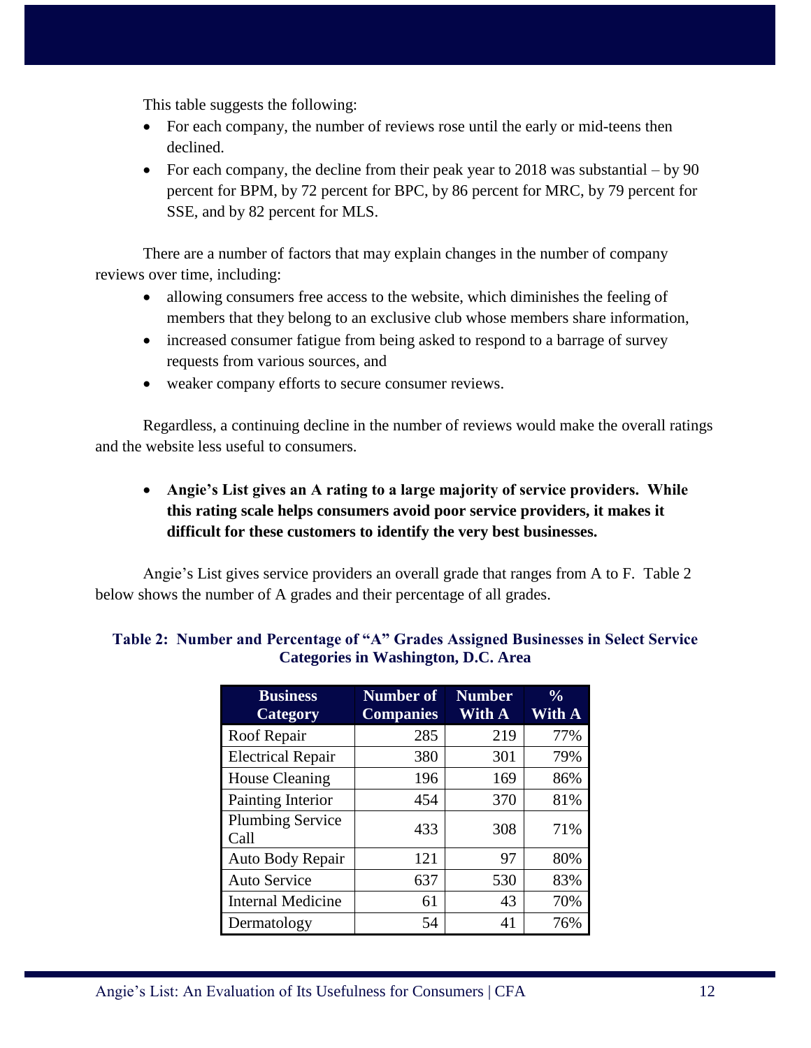This table suggests the following:

- For each company, the number of reviews rose until the early or mid-teens then declined.
- For each company, the decline from their peak year to 2018 was substantial – by 90 percent for BPM, by 72 percent for BPC, by 86 percent for MRC, by 79 percent for SSE, and by 82 percent for MLS.

There are a number of factors that may explain changes in the number of company reviews over time, including:

- allowing consumers free access to the website, which diminishes the feeling of members that they belong to an exclusive club whose members share information,
- increased consumer fatigue from being asked to respond to a barrage of survey requests from various sources, and
- weaker company efforts to secure consumer reviews.

Regardless, a continuing decline in the number of reviews would make the overall ratings and the website less useful to consumers.

- **Angie's List gives an A rating to a large majority of service providers. While this rating scale helps consumers avoid poor service providers, it makes it difficult for these customers to identify the very best businesses.**

Angie's List gives service providers an overall grade that ranges from A to F. Table 2 below shows the number of A grades and their percentage of all grades.

**Table 2: Number and Percentage of "A" Grades Assigned Businesses in Select Service Categories in Washington, D.C. Area**

| Business Category | Number of Companies | Number With A | % With A |
|---|---|---|---|
| Roof Repair | 285 | 219 | 77% |
| Electrical Repair | 380 | 301 | 79% |
| House Cleaning | 196 | 169 | 86% |
| Painting Interior | 454 | 370 | 81% |
| Plumbing Service Call | 433 | 308 | 71% |
| Auto Body Repair | 121 | 97 | 80% |
| Auto Service | 637 | 530 | 83% |
| Internal Medicine | 61 | 43 | 70% |
| Dermatology | 54 | 41 | 76% |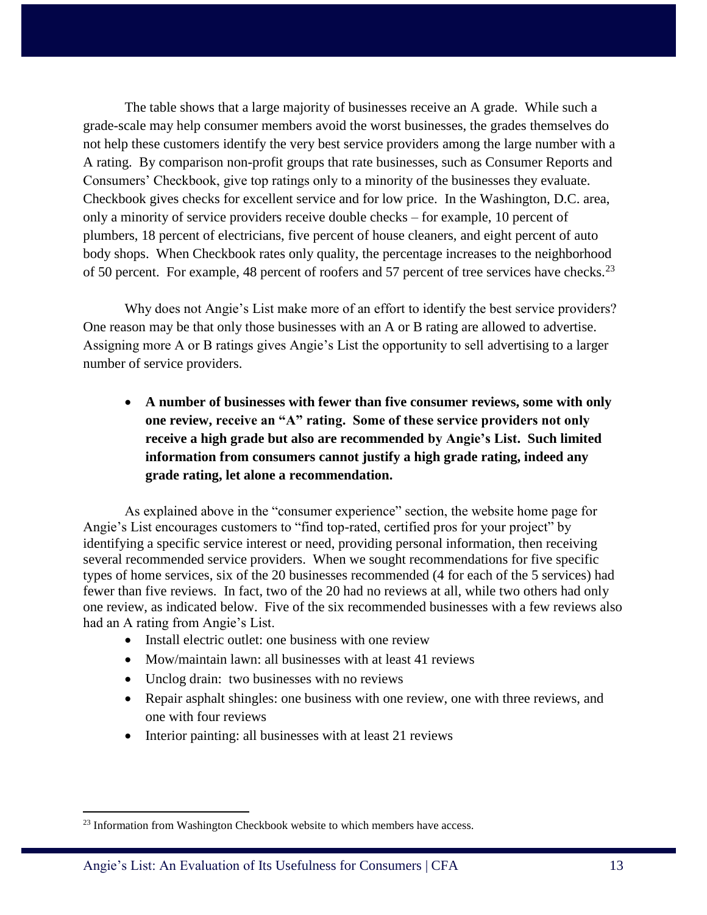The table shows that a large majority of businesses receive an A grade. While such a grade-scale may help consumer members avoid the worst businesses, the grades themselves do not help these customers identify the very best service providers among the large number with a A rating. By comparison non-profit groups that rate businesses, such as Consumer Reports and Consumers' Checkbook, give top ratings only to a minority of the businesses they evaluate. Checkbook gives checks for excellent service and for low price. In the Washington, D.C. area, only a minority of service providers receive double checks – for example, 10 percent of plumbers, 18 percent of electricians, five percent of house cleaners, and eight percent of auto body shops. When Checkbook rates only quality, the percentage increases to the neighborhood of 50 percent. For example, 48 percent of roofers and 57 percent of tree services have checks.[23]

Why does not Angie's List make more of an effort to identify the best service providers? One reason may be that only those businesses with an A or B rating are allowed to advertise. Assigning more A or B ratings gives Angie's List the opportunity to sell advertising to a larger number of service providers.

- **A number of businesses with fewer than five consumer reviews, some with only one review, receive an "A" rating. Some of these service providers not only receive a high grade but also are recommended by Angie's List. Such limited information from consumers cannot justify a high grade rating, indeed any grade rating, let alone a recommendation.**

As explained above in the "consumer experience" section, the website home page for Angie's List encourages customers to "find top-rated, certified pros for your project" by identifying a specific service interest or need, providing personal information, then receiving several recommended service providers. When we sought recommendations for five specific types of home services, six of the 20 businesses recommended (4 for each of the 5 services) had fewer than five reviews. In fact, two of the 20 had no reviews at all, while two others had only one review, as indicated below. Five of the six recommended businesses with a few reviews also had an A rating from Angie's List.

- Install electric outlet: one business with one review
- Mow/maintain lawn: all businesses with at least 41 reviews
- Unclog drain: two businesses with no reviews
- Repair asphalt shingles: one business with one review, one with three reviews, and one with four reviews
- Interior painting: all businesses with at least 21 reviews

[23] Information from Washington Checkbook website to which members have access.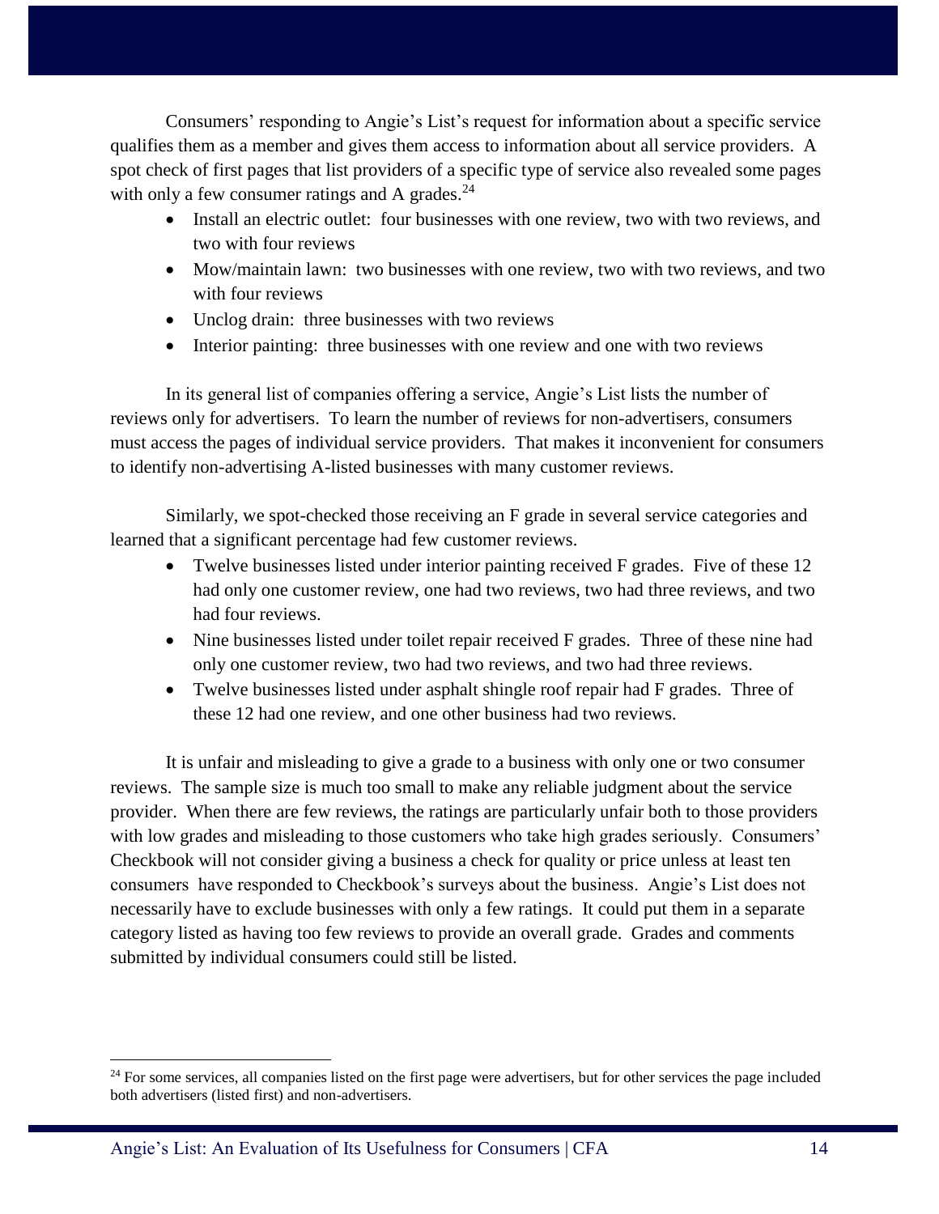Consumers' responding to Angie's List's request for information about a specific service qualifies them as a member and gives them access to information about all service providers. A spot check of first pages that list providers of a specific type of service also revealed some pages with only a few consumer ratings and A grades.[24]

- Install an electric outlet: four businesses with one review, two with two reviews, and two with four reviews
- Mow/maintain lawn: two businesses with one review, two with two reviews, and two with four reviews
- Unclog drain: three businesses with two reviews
- Interior painting: three businesses with one review and one with two reviews

In its general list of companies offering a service, Angie's List lists the number of reviews only for advertisers. To learn the number of reviews for non-advertisers, consumers must access the pages of individual service providers. That makes it inconvenient for consumers to identify non-advertising A-listed businesses with many customer reviews.

Similarly, we spot-checked those receiving an F grade in several service categories and learned that a significant percentage had few customer reviews.

- Twelve businesses listed under interior painting received F grades. Five of these 12 had only one customer review, one had two reviews, two had three reviews, and two had four reviews.
- Nine businesses listed under toilet repair received F grades. Three of these nine had only one customer review, two had two reviews, and two had three reviews.
- Twelve businesses listed under asphalt shingle roof repair had F grades. Three of these 12 had one review, and one other business had two reviews.

It is unfair and misleading to give a grade to a business with only one or two consumer reviews. The sample size is much too small to make any reliable judgment about the service provider. When there are few reviews, the ratings are particularly unfair both to those providers with low grades and misleading to those customers who take high grades seriously. Consumers' Checkbook will not consider giving a business a check for quality or price unless at least ten consumers have responded to Checkbook's surveys about the business. Angie's List does not necessarily have to exclude businesses with only a few ratings. It could put them in a separate category listed as having too few reviews to provide an overall grade. Grades and comments submitted by individual consumers could still be listed.

[24] For some services, all companies listed on the first page were advertisers, but for other services the page included both advertisers (listed first) and non-advertisers.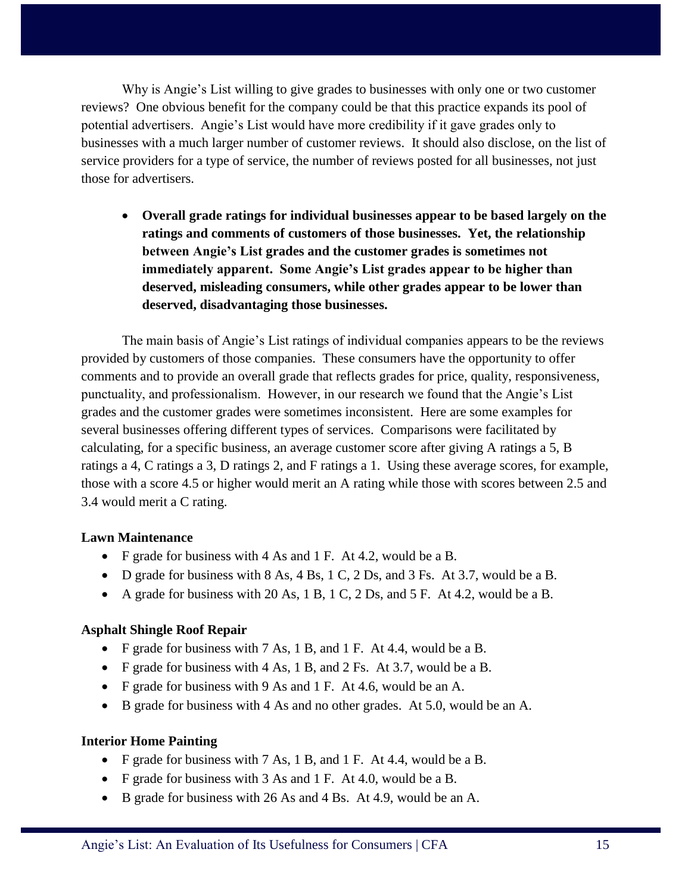Why is Angie's List willing to give grades to businesses with only one or two customer reviews? One obvious benefit for the company could be that this practice expands its pool of potential advertisers. Angie's List would have more credibility if it gave grades only to businesses with a much larger number of customer reviews. It should also disclose, on the list of service providers for a type of service, the number of reviews posted for all businesses, not just those for advertisers.

- **Overall grade ratings for individual businesses appear to be based largely on the ratings and comments of customers of those businesses. Yet, the relationship between Angie's List grades and the customer grades is sometimes not immediately apparent. Some Angie's List grades appear to be higher than deserved, misleading consumers, while other grades appear to be lower than deserved, disadvantaging those businesses.**

The main basis of Angie's List ratings of individual companies appears to be the reviews provided by customers of those companies. These consumers have the opportunity to offer comments and to provide an overall grade that reflects grades for price, quality, responsiveness, punctuality, and professionalism. However, in our research we found that the Angie's List grades and the customer grades were sometimes inconsistent. Here are some examples for several businesses offering different types of services. Comparisons were facilitated by calculating, for a specific business, an average customer score after giving A ratings a 5, B ratings a 4, C ratings a 3, D ratings 2, and F ratings a 1. Using these average scores, for example, those with a score 4.5 or higher would merit an A rating while those with scores between 2.5 and 3.4 would merit a C rating.

**Lawn Maintenance**

- F grade for business with 4 As and 1 F. At 4.2, would be a B.
- D grade for business with 8 As, 4 Bs, 1 C, 2 Ds, and 3 Fs. At 3.7, would be a B.
- A grade for business with 20 As, 1 B, 1 C, 2 Ds, and 5 F. At 4.2, would be a B.

**Asphalt Shingle Roof Repair**

- F grade for business with 7 As, 1 B, and 1 F. At 4.4, would be a B.
- F grade for business with 4 As, 1 B, and 2 Fs. At 3.7, would be a B.
- F grade for business with 9 As and 1 F. At 4.6, would be an A.
- B grade for business with 4 As and no other grades. At 5.0, would be an A.

**Interior Home Painting**

- F grade for business with 7 As, 1 B, and 1 F. At 4.4, would be a B.
- F grade for business with 3 As and 1 F. At 4.0, would be a B.
- B grade for business with 26 As and 4 Bs. At 4.9, would be an A.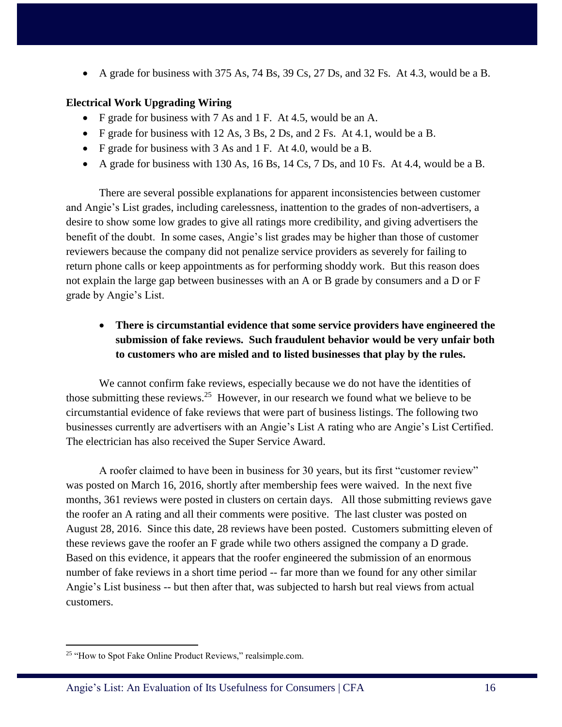- A grade for business with 375 As, 74 Bs, 39 Cs, 27 Ds, and 32 Fs. At 4.3, would be a B.

**Electrical Work Upgrading Wiring**

- F grade for business with 7 As and 1 F. At 4.5, would be an A.
- F grade for business with 12 As, 3 Bs, 2 Ds, and 2 Fs. At 4.1, would be a B.
- F grade for business with 3 As and 1 F. At 4.0, would be a B.
- A grade for business with 130 As, 16 Bs, 14 Cs, 7 Ds, and 10 Fs. At 4.4, would be a B.

There are several possible explanations for apparent inconsistencies between customer and Angie's List grades, including carelessness, inattention to the grades of non-advertisers, a desire to show some low grades to give all ratings more credibility, and giving advertisers the benefit of the doubt. In some cases, Angie's list grades may be higher than those of customer reviewers because the company did not penalize service providers as severely for failing to return phone calls or keep appointments as for performing shoddy work. But this reason does not explain the large gap between businesses with an A or B grade by consumers and a D or F grade by Angie's List.

- **There is circumstantial evidence that some service providers have engineered the submission of fake reviews. Such fraudulent behavior would be very unfair both to customers who are misled and to listed businesses that play by the rules.**

We cannot confirm fake reviews, especially because we do not have the identities of those submitting these reviews.[25] However, in our research we found what we believe to be circumstantial evidence of fake reviews that were part of business listings. The following two businesses currently are advertisers with an Angie's List A rating who are Angie's List Certified. The electrician has also received the Super Service Award.

A roofer claimed to have been in business for 30 years, but its first "customer review" was posted on March 16, 2016, shortly after membership fees were waived. In the next five months, 361 reviews were posted in clusters on certain days. All those submitting reviews gave the roofer an A rating and all their comments were positive. The last cluster was posted on August 28, 2016. Since this date, 28 reviews have been posted. Customers submitting eleven of these reviews gave the roofer an F grade while two others assigned the company a D grade. Based on this evidence, it appears that the roofer engineered the submission of an enormous number of fake reviews in a short time period -- far more than we found for any other similar Angie's List business -- but then after that, was subjected to harsh but real views from actual customers.

[25] "How to Spot Fake Online Product Reviews," realsimple.com.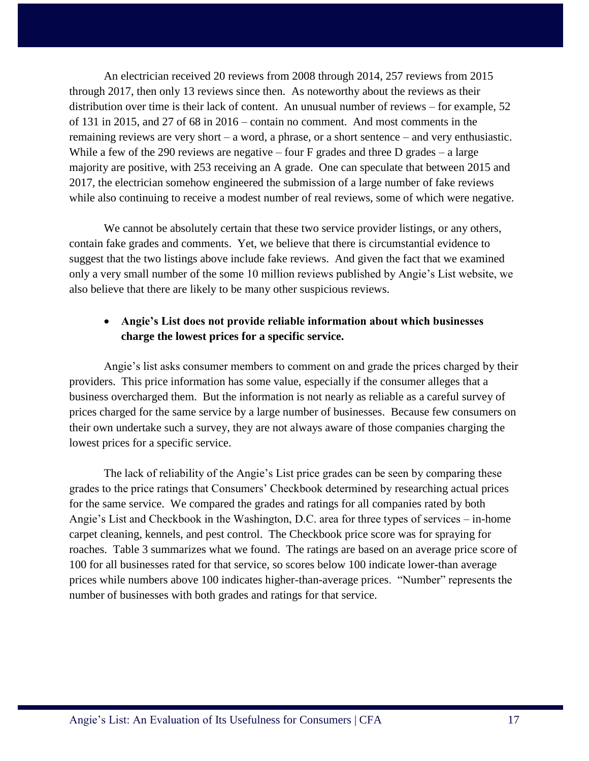An electrician received 20 reviews from 2008 through 2014, 257 reviews from 2015 through 2017, then only 13 reviews since then. As noteworthy about the reviews as their distribution over time is their lack of content. An unusual number of reviews – for example, 52 of 131 in 2015, and 27 of 68 in 2016 – contain no comment. And most comments in the remaining reviews are very short – a word, a phrase, or a short sentence – and very enthusiastic. While a few of the 290 reviews are negative – four F grades and three D grades – a large majority are positive, with 253 receiving an A grade. One can speculate that between 2015 and 2017, the electrician somehow engineered the submission of a large number of fake reviews while also continuing to receive a modest number of real reviews, some of which were negative.

We cannot be absolutely certain that these two service provider listings, or any others, contain fake grades and comments. Yet, we believe that there is circumstantial evidence to suggest that the two listings above include fake reviews. And given the fact that we examined only a very small number of the some 10 million reviews published by Angie's List website, we also believe that there are likely to be many other suspicious reviews.

- **Angie's List does not provide reliable information about which businesses charge the lowest prices for a specific service.**

Angie's list asks consumer members to comment on and grade the prices charged by their providers. This price information has some value, especially if the consumer alleges that a business overcharged them. But the information is not nearly as reliable as a careful survey of prices charged for the same service by a large number of businesses. Because few consumers on their own undertake such a survey, they are not always aware of those companies charging the lowest prices for a specific service.

The lack of reliability of the Angie's List price grades can be seen by comparing these grades to the price ratings that Consumers' Checkbook determined by researching actual prices for the same service. We compared the grades and ratings for all companies rated by both Angie's List and Checkbook in the Washington, D.C. area for three types of services – in-home carpet cleaning, kennels, and pest control. The Checkbook price score was for spraying for roaches. Table 3 summarizes what we found. The ratings are based on an average price score of 100 for all businesses rated for that service, so scores below 100 indicate lower-than average prices while numbers above 100 indicates higher-than-average prices. "Number" represents the number of businesses with both grades and ratings for that service.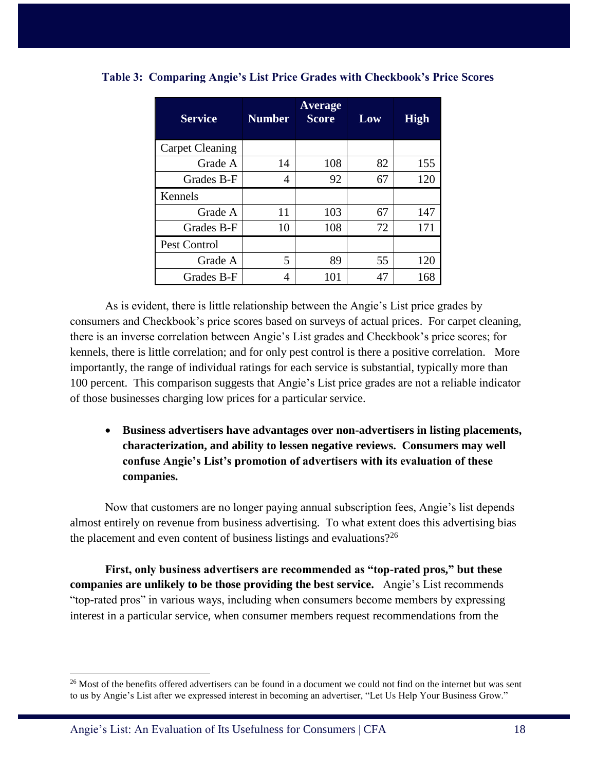**Table 3: Comparing Angie's List Price Grades with Checkbook's Price Scores**

| Service | Number | Average Score | Low | High |
|---|---|---|---|---|
| Carpet Cleaning | | | | |
| Grade A | 14 | 108 | 82 | 155 |
| Grades B-F | 4 | 92 | 67 | 120 |
| Kennels | | | | |
| Grade A | 11 | 103 | 67 | 147 |
| Grades B-F | 10 | 108 | 72 | 171 |
| Pest Control | | | | |
| Grade A | 5 | 89 | 55 | 120 |
| Grades B-F | 4 | 101 | 47 | 168 |

As is evident, there is little relationship between the Angie's List price grades by consumers and Checkbook's price scores based on surveys of actual prices. For carpet cleaning, there is an inverse correlation between Angie's List grades and Checkbook's price scores; for kennels, there is little correlation; and for only pest control is there a positive correlation. More importantly, the range of individual ratings for each service is substantial, typically more than 100 percent. This comparison suggests that Angie's List price grades are not a reliable indicator of those businesses charging low prices for a particular service.

- **Business advertisers have advantages over non-advertisers in listing placements, characterization, and ability to lessen negative reviews. Consumers may well confuse Angie's List's promotion of advertisers with its evaluation of these companies.**

Now that customers are no longer paying annual subscription fees, Angie's list depends almost entirely on revenue from business advertising. To what extent does this advertising bias the placement and even content of business listings and evaluations?[26]

**First, only business advertisers are recommended as "top-rated pros," but these companies are unlikely to be those providing the best service.** Angie's List recommends "top-rated pros" in various ways, including when consumers become members by expressing interest in a particular service, when consumer members request recommendations from the

[26] Most of the benefits offered advertisers can be found in a document we could not find on the internet but was sent to us by Angie's List after we expressed interest in becoming an advertiser, "Let Us Help Your Business Grow."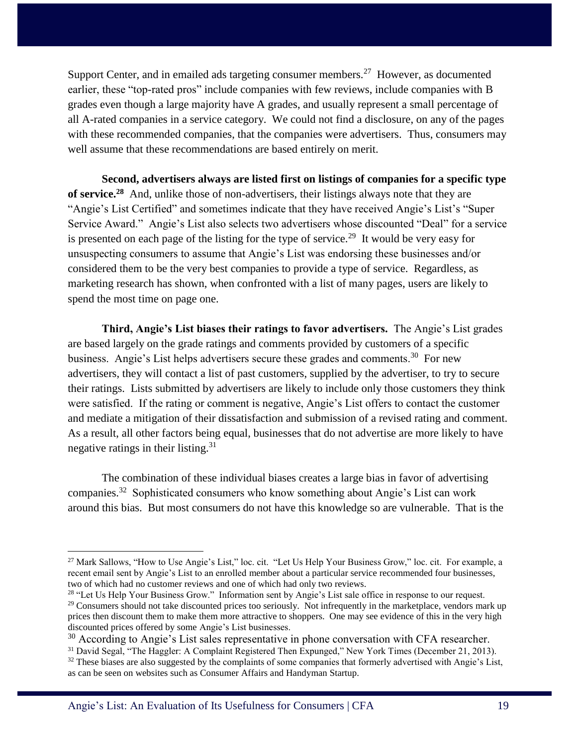Support Center, and in emailed ads targeting consumer members.[27] However, as documented earlier, these "top-rated pros" include companies with few reviews, include companies with B grades even though a large majority have A grades, and usually represent a small percentage of all A-rated companies in a service category. We could not find a disclosure, on any of the pages with these recommended companies, that the companies were advertisers. Thus, consumers may well assume that these recommendations are based entirely on merit.

**Second, advertisers always are listed first on listings of companies for a specific type of service.[28]** And, unlike those of non-advertisers, their listings always note that they are "Angie's List Certified" and sometimes indicate that they have received Angie's List's "Super Service Award." Angie's List also selects two advertisers whose discounted "Deal" for a service is presented on each page of the listing for the type of service.[29] It would be very easy for unsuspecting consumers to assume that Angie's List was endorsing these businesses and/or considered them to be the very best companies to provide a type of service. Regardless, as marketing research has shown, when confronted with a list of many pages, users are likely to spend the most time on page one.

**Third, Angie's List biases their ratings to favor advertisers.** The Angie's List grades are based largely on the grade ratings and comments provided by customers of a specific business. Angie's List helps advertisers secure these grades and comments.[30] For new advertisers, they will contact a list of past customers, supplied by the advertiser, to try to secure their ratings. Lists submitted by advertisers are likely to include only those customers they think were satisfied. If the rating or comment is negative, Angie's List offers to contact the customer and mediate a mitigation of their dissatisfaction and submission of a revised rating and comment. As a result, all other factors being equal, businesses that do not advertise are more likely to have negative ratings in their listing.[31]

The combination of these individual biases creates a large bias in favor of advertising companies.[32] Sophisticated consumers who know something about Angie's List can work around this bias. But most consumers do not have this knowledge so are vulnerable. That is the

---

[27] Mark Sallows, "How to Use Angie's List," loc. cit. "Let Us Help Your Business Grow," loc. cit. For example, a recent email sent by Angie's List to an enrolled member about a particular service recommended four businesses, two of which had no customer reviews and one of which had only two reviews.

[28] "Let Us Help Your Business Grow." Information sent by Angie's List sale office in response to our request.

[29] Consumers should not take discounted prices too seriously. Not infrequently in the marketplace, vendors mark up prices then discount them to make them more attractive to shoppers. One may see evidence of this in the very high discounted prices offered by some Angie's List businesses.

[30] According to Angie's List sales representative in phone conversation with CFA researcher.

[31] David Segal, "The Haggler: A Complaint Registered Then Expunged," New York Times (December 21, 2013).

[32] These biases are also suggested by the complaints of some companies that formerly advertised with Angie's List, as can be seen on websites such as Consumer Affairs and Handyman Startup.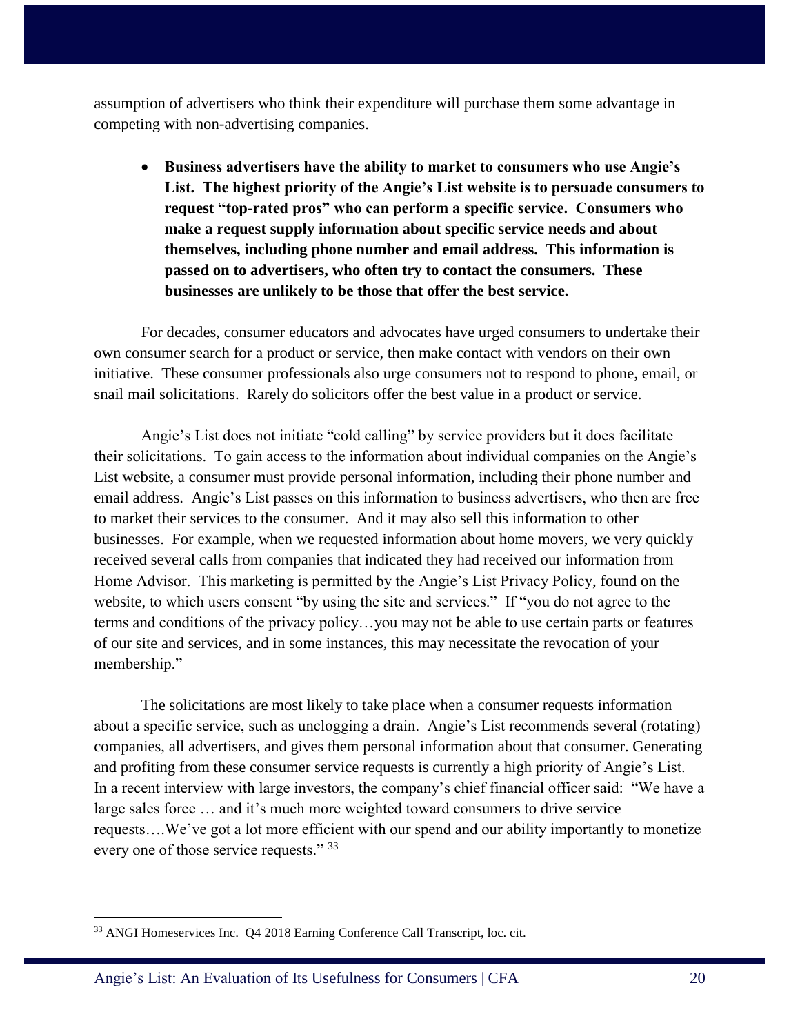assumption of advertisers who think their expenditure will purchase them some advantage in competing with non-advertising companies.

- **Business advertisers have the ability to market to consumers who use Angie's List. The highest priority of the Angie's List website is to persuade consumers to request "top-rated pros" who can perform a specific service. Consumers who make a request supply information about specific service needs and about themselves, including phone number and email address. This information is passed on to advertisers, who often try to contact the consumers. These businesses are unlikely to be those that offer the best service.**

For decades, consumer educators and advocates have urged consumers to undertake their own consumer search for a product or service, then make contact with vendors on their own initiative. These consumer professionals also urge consumers not to respond to phone, email, or snail mail solicitations. Rarely do solicitors offer the best value in a product or service.

Angie's List does not initiate "cold calling" by service providers but it does facilitate their solicitations. To gain access to the information about individual companies on the Angie's List website, a consumer must provide personal information, including their phone number and email address. Angie's List passes on this information to business advertisers, who then are free to market their services to the consumer. And it may also sell this information to other businesses. For example, when we requested information about home movers, we very quickly received several calls from companies that indicated they had received our information from Home Advisor. This marketing is permitted by the Angie's List Privacy Policy, found on the website, to which users consent "by using the site and services." If "you do not agree to the terms and conditions of the privacy policy…you may not be able to use certain parts or features of our site and services, and in some instances, this may necessitate the revocation of your membership."

The solicitations are most likely to take place when a consumer requests information about a specific service, such as unclogging a drain. Angie's List recommends several (rotating) companies, all advertisers, and gives them personal information about that consumer. Generating and profiting from these consumer service requests is currently a high priority of Angie's List. In a recent interview with large investors, the company's chief financial officer said: "We have a large sales force … and it's much more weighted toward consumers to drive service requests….We've got a lot more efficient with our spend and our ability importantly to monetize every one of those service requests." [33]

[33] ANGI Homeservices Inc. Q4 2018 Earning Conference Call Transcript, loc. cit.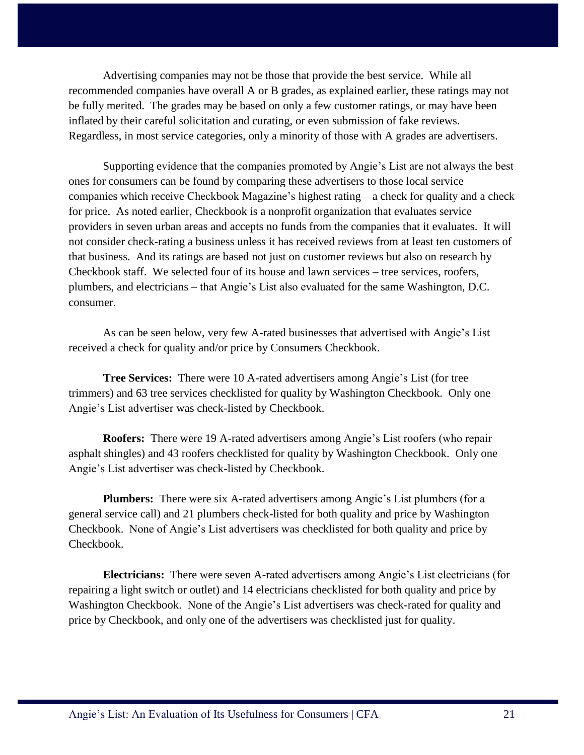Advertising companies may not be those that provide the best service. While all recommended companies have overall A or B grades, as explained earlier, these ratings may not be fully merited. The grades may be based on only a few customer ratings, or may have been inflated by their careful solicitation and curating, or even submission of fake reviews. Regardless, in most service categories, only a minority of those with A grades are advertisers.

Supporting evidence that the companies promoted by Angie's List are not always the best ones for consumers can be found by comparing these advertisers to those local service companies which receive Checkbook Magazine's highest rating – a check for quality and a check for price. As noted earlier, Checkbook is a nonprofit organization that evaluates service providers in seven urban areas and accepts no funds from the companies that it evaluates. It will not consider check-rating a business unless it has received reviews from at least ten customers of that business. And its ratings are based not just on customer reviews but also on research by Checkbook staff. We selected four of its house and lawn services – tree services, roofers, plumbers, and electricians – that Angie's List also evaluated for the same Washington, D.C. consumer.

As can be seen below, very few A-rated businesses that advertised with Angie's List received a check for quality and/or price by Consumers Checkbook.

**Tree Services:** There were 10 A-rated advertisers among Angie's List (for tree trimmers) and 63 tree services checklisted for quality by Washington Checkbook. Only one Angie's List advertiser was check-listed by Checkbook.

**Roofers:** There were 19 A-rated advertisers among Angie's List roofers (who repair asphalt shingles) and 43 roofers checklisted for quality by Washington Checkbook. Only one Angie's List advertiser was check-listed by Checkbook.

**Plumbers:** There were six A-rated advertisers among Angie's List plumbers (for a general service call) and 21 plumbers check-listed for both quality and price by Washington Checkbook. None of Angie's List advertisers was checklisted for both quality and price by Checkbook.

**Electricians:** There were seven A-rated advertisers among Angie's List electricians (for repairing a light switch or outlet) and 14 electricians checklisted for both quality and price by Washington Checkbook. None of the Angie's List advertisers was check-rated for quality and price by Checkbook, and only one of the advertisers was checklisted just for quality.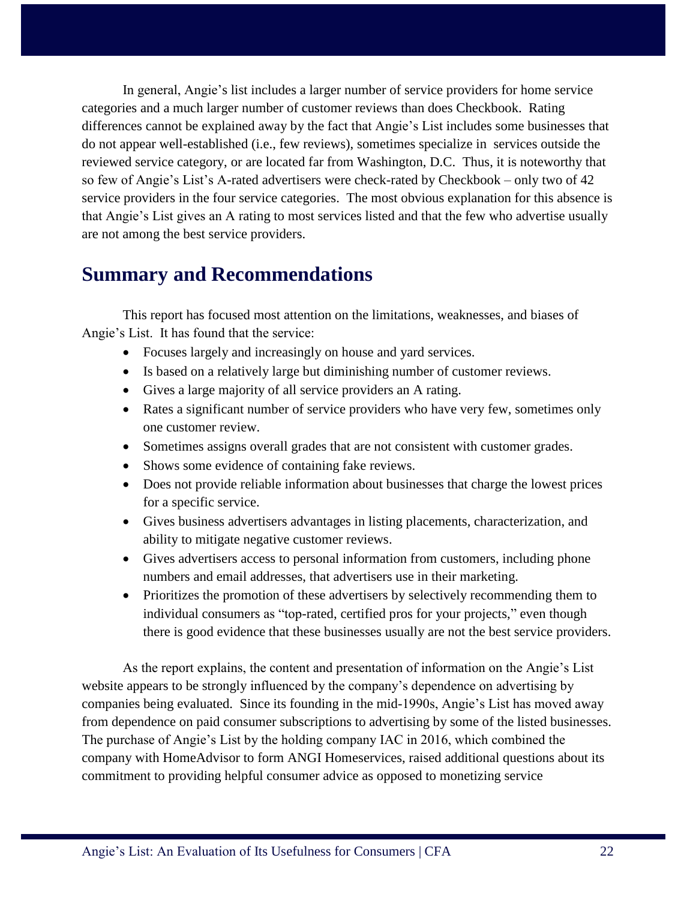In general, Angie's list includes a larger number of service providers for home service categories and a much larger number of customer reviews than does Checkbook. Rating differences cannot be explained away by the fact that Angie's List includes some businesses that do not appear well-established (i.e., few reviews), sometimes specialize in services outside the reviewed service category, or are located far from Washington, D.C. Thus, it is noteworthy that so few of Angie's List's A-rated advertisers were check-rated by Checkbook – only two of 42 service providers in the four service categories. The most obvious explanation for this absence is that Angie's List gives an A rating to most services listed and that the few who advertise usually are not among the best service providers.

## Summary and Recommendations

This report has focused most attention on the limitations, weaknesses, and biases of Angie's List. It has found that the service:

- Focuses largely and increasingly on house and yard services.
- Is based on a relatively large but diminishing number of customer reviews.
- Gives a large majority of all service providers an A rating.
- Rates a significant number of service providers who have very few, sometimes only one customer review.
- Sometimes assigns overall grades that are not consistent with customer grades.
- Shows some evidence of containing fake reviews.
- Does not provide reliable information about businesses that charge the lowest prices for a specific service.
- Gives business advertisers advantages in listing placements, characterization, and ability to mitigate negative customer reviews.
- Gives advertisers access to personal information from customers, including phone numbers and email addresses, that advertisers use in their marketing.
- Prioritizes the promotion of these advertisers by selectively recommending them to individual consumers as "top-rated, certified pros for your projects," even though there is good evidence that these businesses usually are not the best service providers.

As the report explains, the content and presentation of information on the Angie's List website appears to be strongly influenced by the company's dependence on advertising by companies being evaluated. Since its founding in the mid-1990s, Angie's List has moved away from dependence on paid consumer subscriptions to advertising by some of the listed businesses. The purchase of Angie's List by the holding company IAC in 2016, which combined the company with HomeAdvisor to form ANGI Homeservices, raised additional questions about its commitment to providing helpful consumer advice as opposed to monetizing service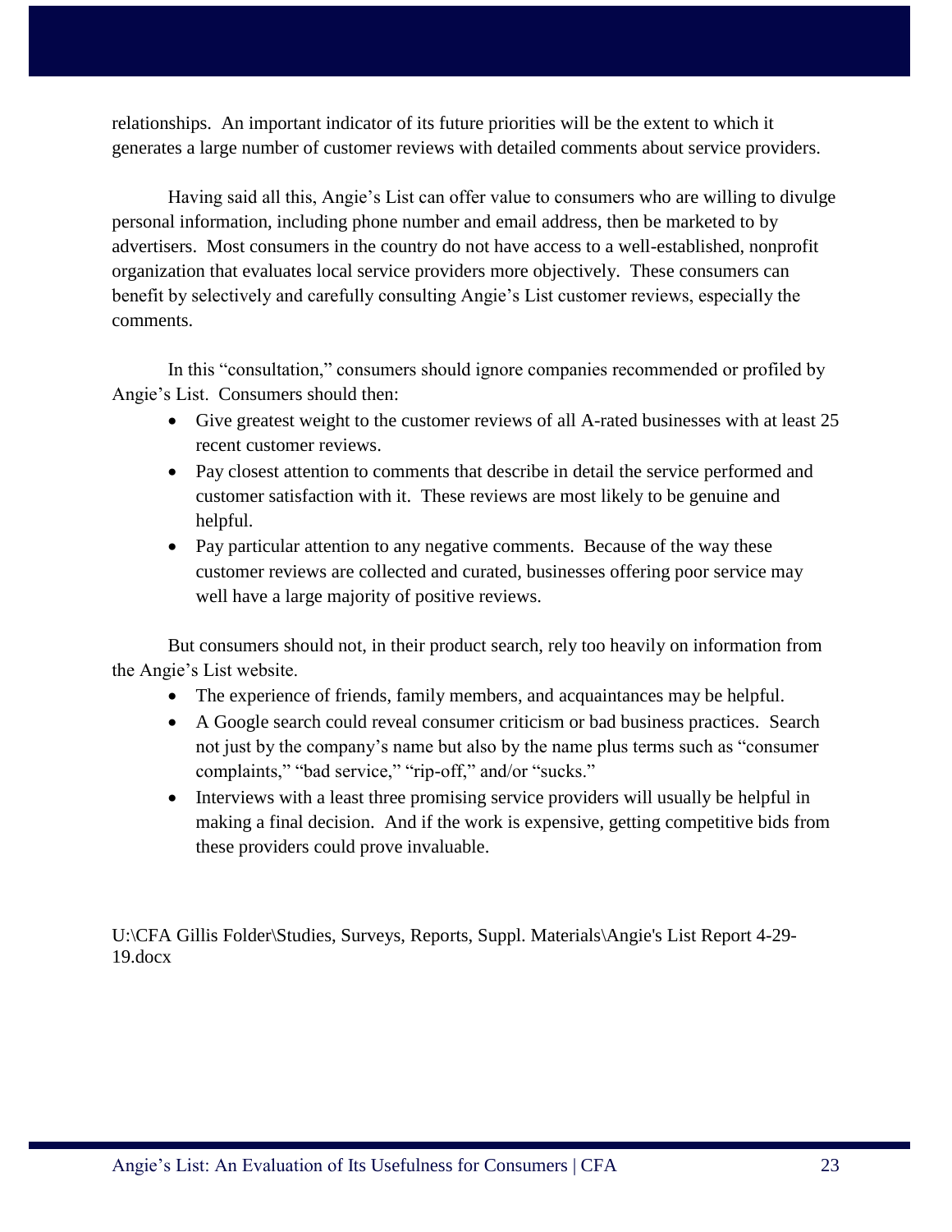relationships. An important indicator of its future priorities will be the extent to which it generates a large number of customer reviews with detailed comments about service providers.

Having said all this, Angie's List can offer value to consumers who are willing to divulge personal information, including phone number and email address, then be marketed to by advertisers. Most consumers in the country do not have access to a well-established, nonprofit organization that evaluates local service providers more objectively. These consumers can benefit by selectively and carefully consulting Angie's List customer reviews, especially the comments.

In this "consultation," consumers should ignore companies recommended or profiled by Angie's List. Consumers should then:

- Give greatest weight to the customer reviews of all A-rated businesses with at least 25 recent customer reviews.
- Pay closest attention to comments that describe in detail the service performed and customer satisfaction with it. These reviews are most likely to be genuine and helpful.
- Pay particular attention to any negative comments. Because of the way these customer reviews are collected and curated, businesses offering poor service may well have a large majority of positive reviews.

But consumers should not, in their product search, rely too heavily on information from the Angie's List website.

- The experience of friends, family members, and acquaintances may be helpful.
- A Google search could reveal consumer criticism or bad business practices. Search not just by the company's name but also by the name plus terms such as "consumer complaints," "bad service," "rip-off," and/or "sucks."
- Interviews with a least three promising service providers will usually be helpful in making a final decision. And if the work is expensive, getting competitive bids from these providers could prove invaluable.

U:\CFA Gillis Folder\Studies, Surveys, Reports, Suppl. Materials\Angie's List Report 4-29-19.docx